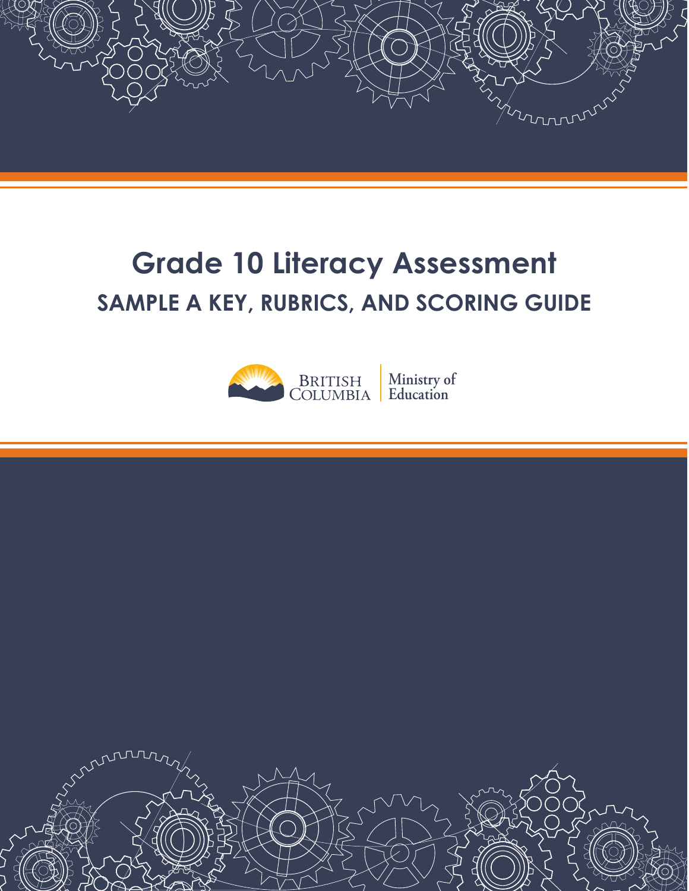# Grade 10 Literacy Assessment

## SAMPLE A KEY, RUBRICS, AND SCORING GUIDE

BRITISH COLUMBIA | Ministry of Education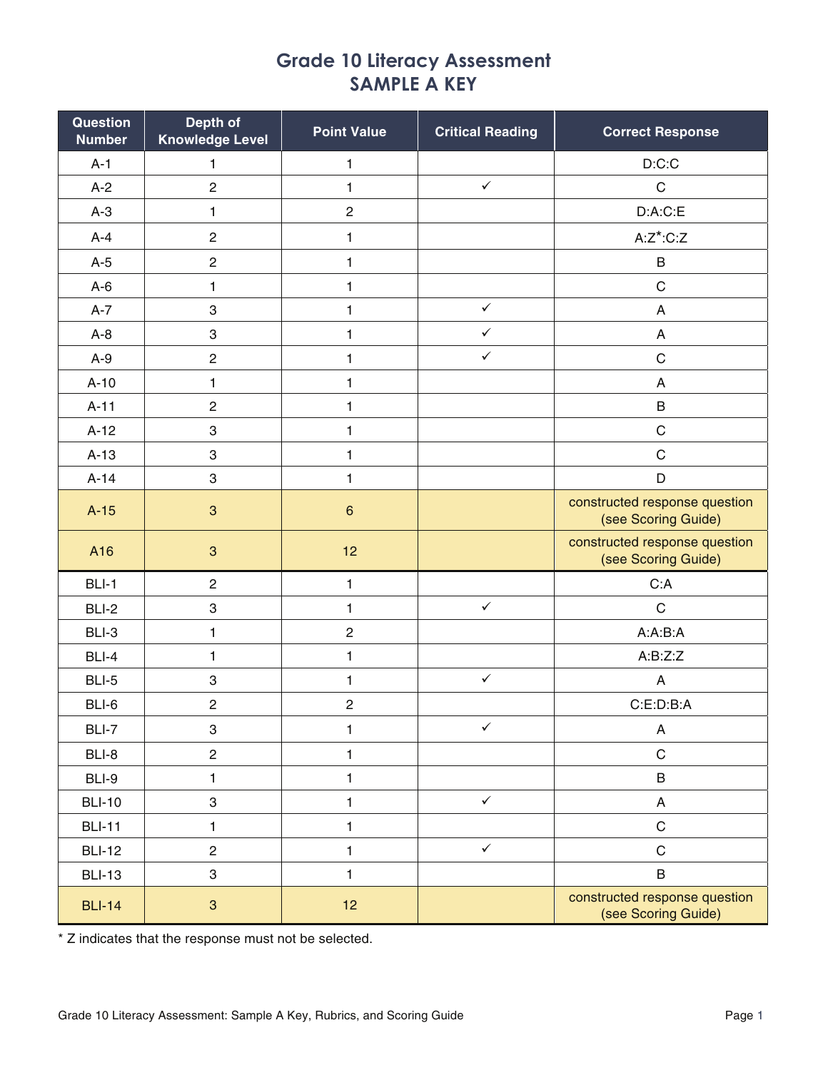# Grade 10 Literacy Assessment
## SAMPLE A KEY

| Question Number | Depth of Knowledge Level | Point Value | Critical Reading | Correct Response |
|---|---|---|---|---|
| A-1 | 1 | 1 | | D:C:C |
| A-2 | 2 | 1 | ✓ | C |
| A-3 | 1 | 2 | | D:A:C:E |
| A-4 | 2 | 1 | | A:Z*:C:Z |
| A-5 | 2 | 1 | | B |
| A-6 | 1 | 1 | | C |
| A-7 | 3 | 1 | ✓ | A |
| A-8 | 3 | 1 | ✓ | A |
| A-9 | 2 | 1 | ✓ | C |
| A-10 | 1 | 1 | | A |
| A-11 | 2 | 1 | | B |
| A-12 | 3 | 1 | | C |
| A-13 | 3 | 1 | | C |
| A-14 | 3 | 1 | | D |
| A-15 | 3 | 6 | | constructed response question (see Scoring Guide) |
| A16 | 3 | 12 | | constructed response question (see Scoring Guide) |
| BLI-1 | 2 | 1 | | C:A |
| BLI-2 | 3 | 1 | ✓ | C |
| BLI-3 | 1 | 2 | | A:A:B:A |
| BLI-4 | 1 | 1 | | A:B:Z:Z |
| BLI-5 | 3 | 1 | ✓ | A |
| BLI-6 | 2 | 2 | | C:E:D:B:A |
| BLI-7 | 3 | 1 | ✓ | A |
| BLI-8 | 2 | 1 | | C |
| BLI-9 | 1 | 1 | | B |
| BLI-10 | 3 | 1 | ✓ | A |
| BLI-11 | 1 | 1 | | C |
| BLI-12 | 2 | 1 | ✓ | C |
| BLI-13 | 3 | 1 | | B |
| BLI-14 | 3 | 12 | | constructed response question (see Scoring Guide) |

* Z indicates that the response must not be selected.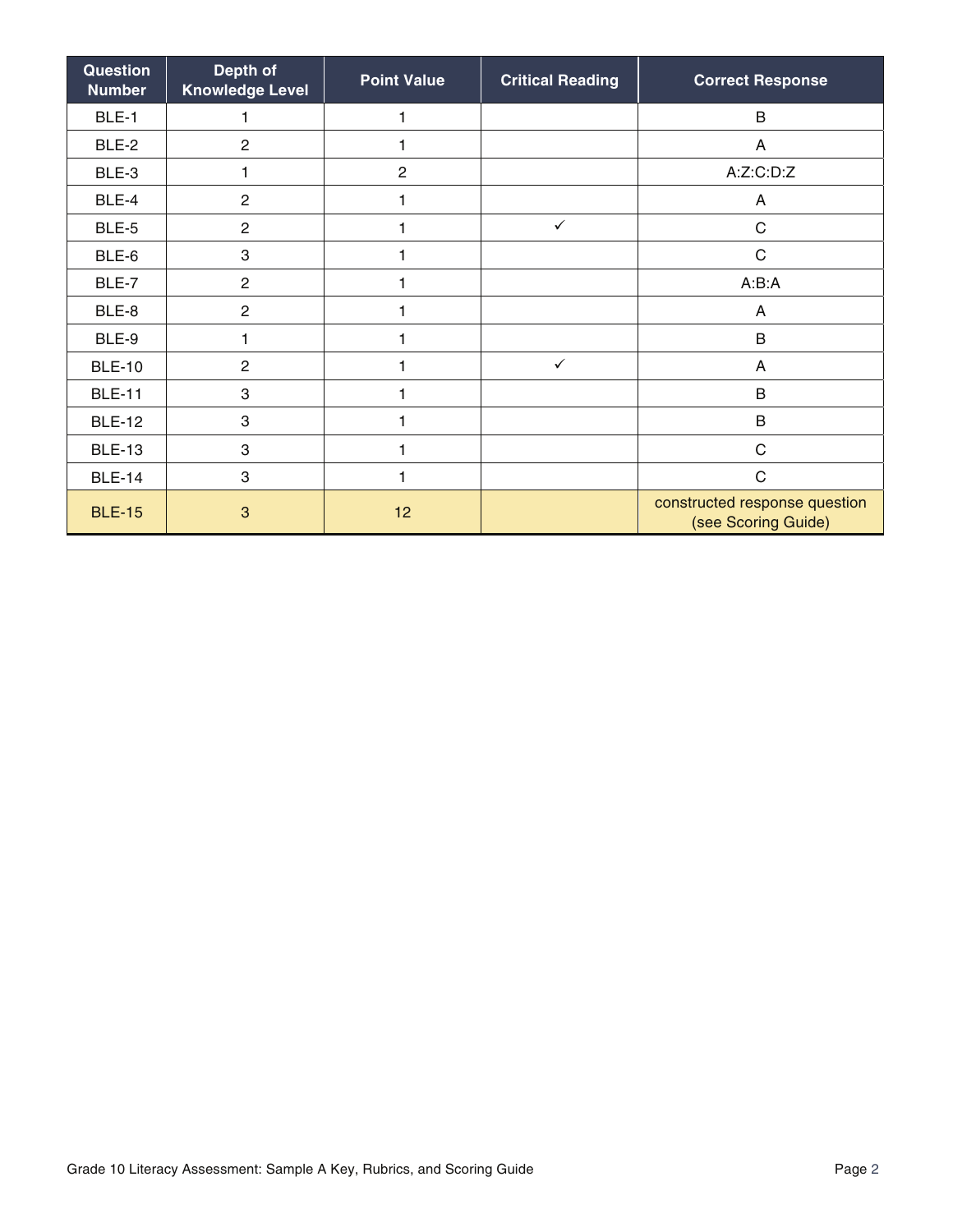| Question Number | Depth of Knowledge Level | Point Value | Critical Reading | Correct Response |
|---|---|---|---|---|
| BLE-1 | 1 | 1 | | B |
| BLE-2 | 2 | 1 | | A |
| BLE-3 | 1 | 2 | | A:Z:C:D:Z |
| BLE-4 | 2 | 1 | | A |
| BLE-5 | 2 | 1 | ✓ | C |
| BLE-6 | 3 | 1 | | C |
| BLE-7 | 2 | 1 | | A:B:A |
| BLE-8 | 2 | 1 | | A |
| BLE-9 | 1 | 1 | | B |
| BLE-10 | 2 | 1 | ✓ | A |
| BLE-11 | 3 | 1 | | B |
| BLE-12 | 3 | 1 | | B |
| BLE-13 | 3 | 1 | | C |
| BLE-14 | 3 | 1 | | C |
| BLE-15 | 3 | 12 | | constructed response question (see Scoring Guide) |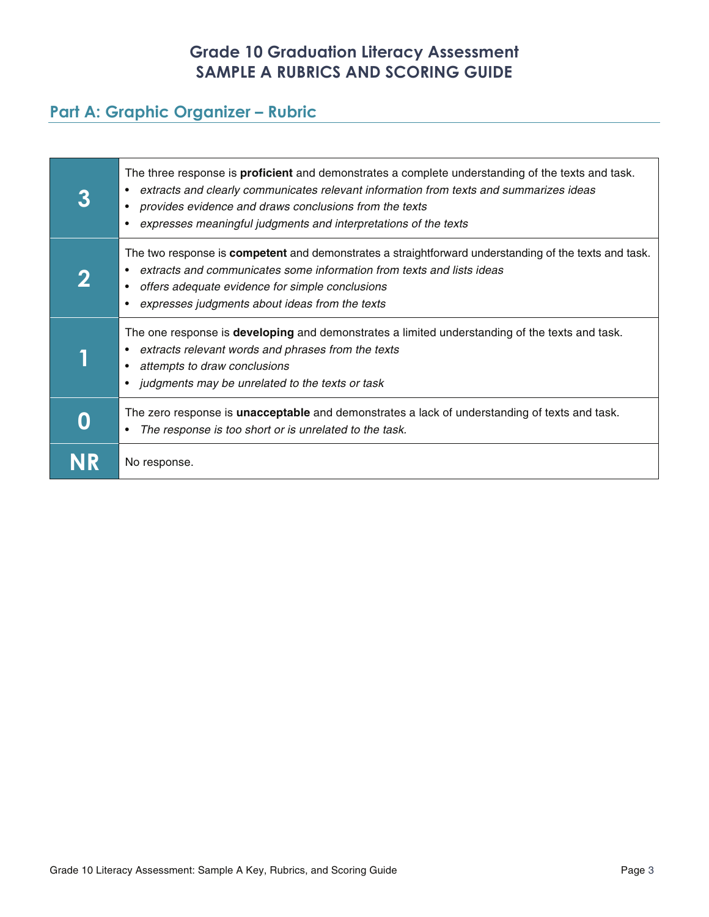# Grade 10 Graduation Literacy Assessment
# SAMPLE A RUBRICS AND SCORING GUIDE

## Part A: Graphic Organizer – Rubric

| Score | Description |
|---|---|
| **3** | The three response is **proficient** and demonstrates a complete understanding of the texts and task.<br>• *extracts and clearly communicates relevant information from texts and summarizes ideas*<br>• *provides evidence and draws conclusions from the texts*<br>• *expresses meaningful judgments and interpretations of the texts* |
| **2** | The two response is **competent** and demonstrates a straightforward understanding of the texts and task.<br>• *extracts and communicates some information from texts and lists ideas*<br>• *offers adequate evidence for simple conclusions*<br>• *expresses judgments about ideas from the texts* |
| **1** | The one response is **developing** and demonstrates a limited understanding of the texts and task.<br>• *extracts relevant words and phrases from the texts*<br>• *attempts to draw conclusions*<br>• *judgments may be unrelated to the texts or task* |
| **0** | The zero response is **unacceptable** and demonstrates a lack of understanding of texts and task.<br>• *The response is too short or is unrelated to the task.* |
| **NR** | No response. |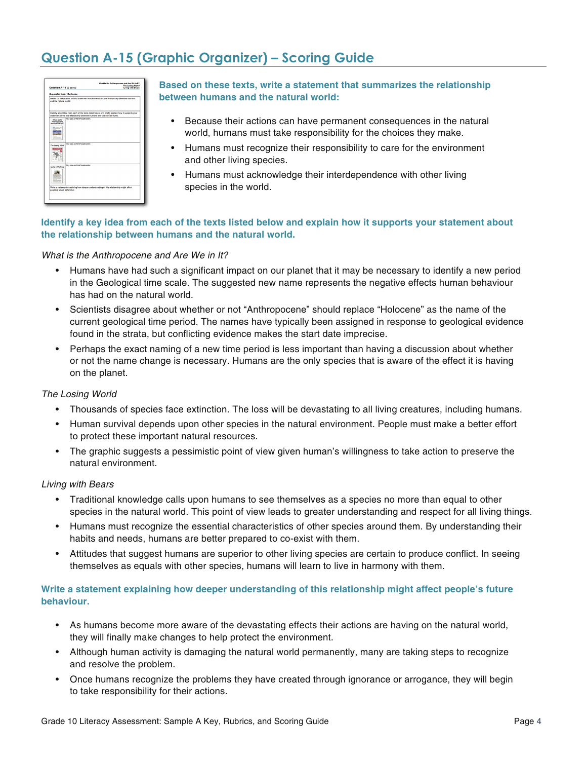## Question A-15 (Graphic Organizer) – Scoring Guide

**Based on these texts, write a statement that summarizes the relationship between humans and the natural world:**

- Because their actions can have permanent consequences in the natural world, humans must take responsibility for the choices they make.
- Humans must recognize their responsibility to care for the environment and other living species.
- Humans must acknowledge their interdependence with other living species in the world.

**Identify a key idea from each of the texts listed below and explain how it supports your statement about the relationship between humans and the natural world.**

*What is the Anthropocene and Are We in It?*

- Humans have had such a significant impact on our planet that it may be necessary to identify a new period in the Geological time scale. The suggested new name represents the negative effects human behaviour has had on the natural world.
- Scientists disagree about whether or not "Anthropocene" should replace "Holocene" as the name of the current geological time period. The names have typically been assigned in response to geological evidence found in the strata, but conflicting evidence makes the start date imprecise.
- Perhaps the exact naming of a new time period is less important than having a discussion about whether or not the name change is necessary. Humans are the only species that is aware of the effect it is having on the planet.

*The Losing World*

- Thousands of species face extinction. The loss will be devastating to all living creatures, including humans.
- Human survival depends upon other species in the natural environment. People must make a better effort to protect these important natural resources.
- The graphic suggests a pessimistic point of view given human's willingness to take action to preserve the natural environment.

*Living with Bears*

- Traditional knowledge calls upon humans to see themselves as a species no more than equal to other species in the natural world. This point of view leads to greater understanding and respect for all living things.
- Humans must recognize the essential characteristics of other species around them. By understanding their habits and needs, humans are better prepared to co-exist with them.
- Attitudes that suggest humans are superior to other living species are certain to produce conflict. In seeing themselves as equals with other species, humans will learn to live in harmony with them.

**Write a statement explaining how deeper understanding of this relationship might affect people's future behaviour.**

- As humans become more aware of the devastating effects their actions are having on the natural world, they will finally make changes to help protect the environment.
- Although human activity is damaging the natural world permanently, many are taking steps to recognize and resolve the problem.
- Once humans recognize the problems they have created through ignorance or arrogance, they will begin to take responsibility for their actions.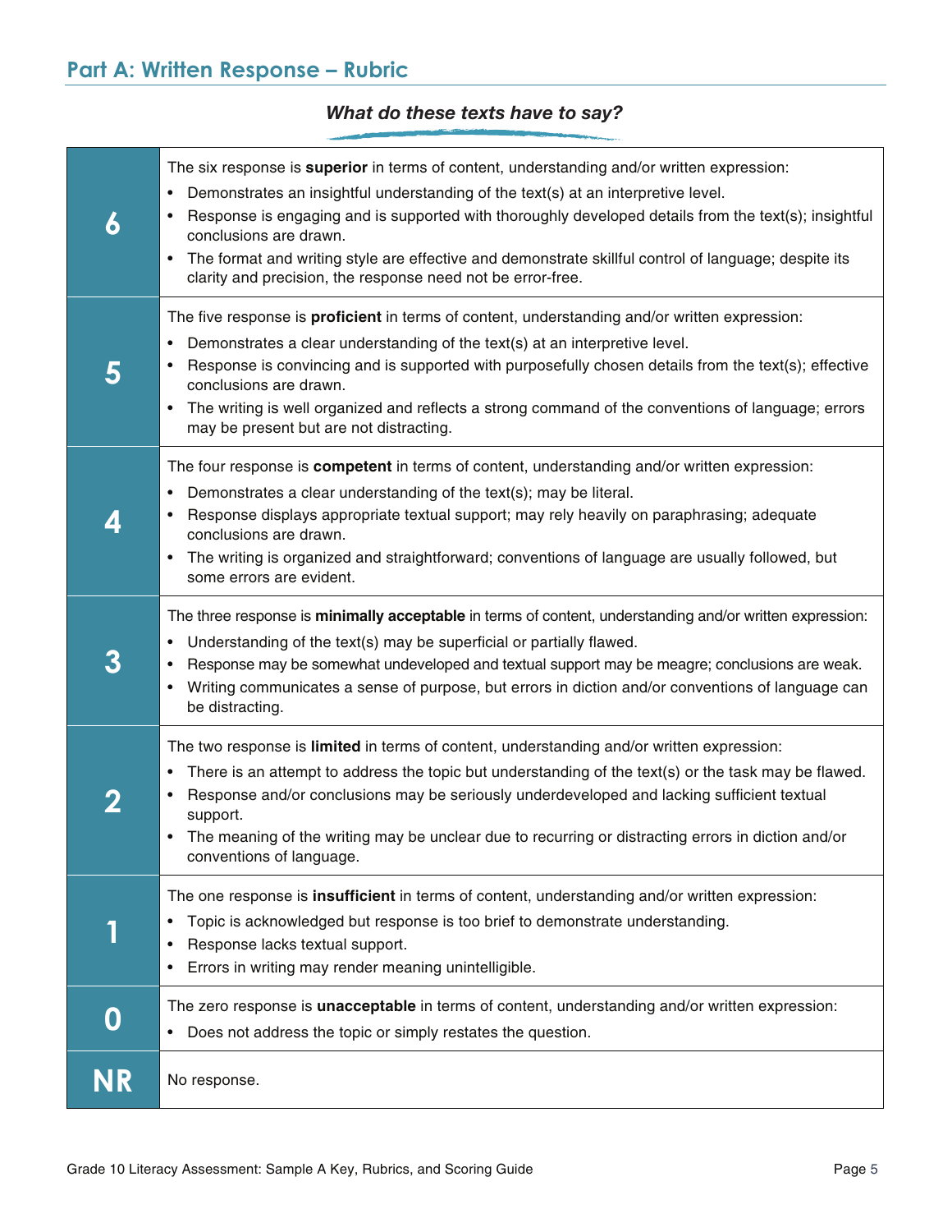## Part A: Written Response – Rubric

***What do these texts have to say?***

| Score | Description |
|---|---|
| **6** | The six response is **superior** in terms of content, understanding and/or written expression:<br>• Demonstrates an insightful understanding of the text(s) at an interpretive level.<br>• Response is engaging and is supported with thoroughly developed details from the text(s); insightful conclusions are drawn.<br>• The format and writing style are effective and demonstrate skillful control of language; despite its clarity and precision, the response need not be error-free. |
| **5** | The five response is **proficient** in terms of content, understanding and/or written expression:<br>• Demonstrates a clear understanding of the text(s) at an interpretive level.<br>• Response is convincing and is supported with purposefully chosen details from the text(s); effective conclusions are drawn.<br>• The writing is well organized and reflects a strong command of the conventions of language; errors may be present but are not distracting. |
| **4** | The four response is **competent** in terms of content, understanding and/or written expression:<br>• Demonstrates a clear understanding of the text(s); may be literal.<br>• Response displays appropriate textual support; may rely heavily on paraphrasing; adequate conclusions are drawn.<br>• The writing is organized and straightforward; conventions of language are usually followed, but some errors are evident. |
| **3** | The three response is **minimally acceptable** in terms of content, understanding and/or written expression:<br>• Understanding of the text(s) may be superficial or partially flawed.<br>• Response may be somewhat undeveloped and textual support may be meagre; conclusions are weak.<br>• Writing communicates a sense of purpose, but errors in diction and/or conventions of language can be distracting. |
| **2** | The two response is **limited** in terms of content, understanding and/or written expression:<br>• There is an attempt to address the topic but understanding of the text(s) or the task may be flawed.<br>• Response and/or conclusions may be seriously underdeveloped and lacking sufficient textual support.<br>• The meaning of the writing may be unclear due to recurring or distracting errors in diction and/or conventions of language. |
| **1** | The one response is **insufficient** in terms of content, understanding and/or written expression:<br>• Topic is acknowledged but response is too brief to demonstrate understanding.<br>• Response lacks textual support.<br>• Errors in writing may render meaning unintelligible. |
| **0** | The zero response is **unacceptable** in terms of content, understanding and/or written expression:<br>• Does not address the topic or simply restates the question. |
| **NR** | No response. |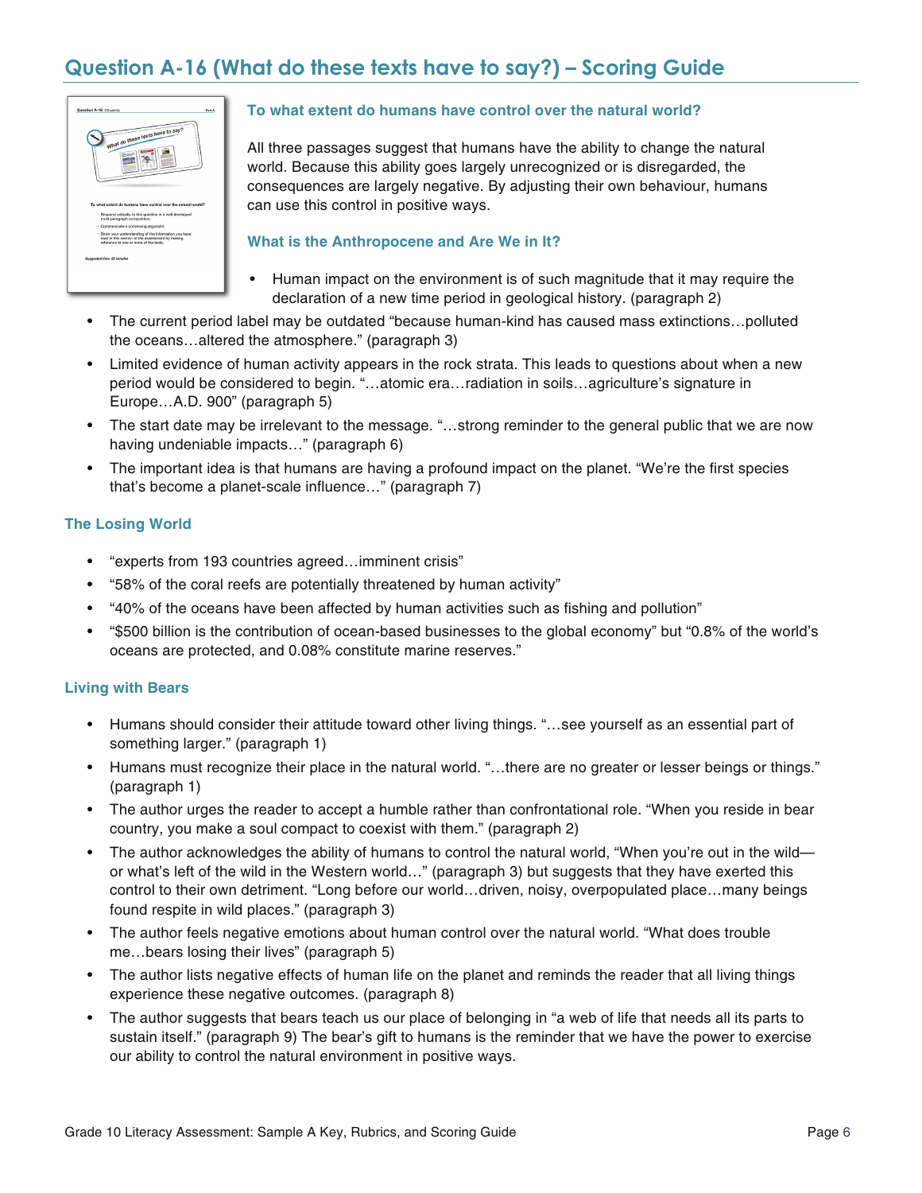## Question A-16 (What do these texts have to say?) – Scoring Guide

### To what extent do humans have control over the natural world?

All three passages suggest that humans have the ability to change the natural world. Because this ability goes largely unrecognized or is disregarded, the consequences are largely negative. By adjusting their own behaviour, humans can use this control in positive ways.

### What is the Anthropocene and Are We in It?

- Human impact on the environment is of such magnitude that it may require the declaration of a new time period in geological history. (paragraph 2)
- The current period label may be outdated "because human-kind has caused mass extinctions…polluted the oceans…altered the atmosphere." (paragraph 3)
- Limited evidence of human activity appears in the rock strata. This leads to questions about when a new period would be considered to begin. "…atomic era…radiation in soils…agriculture's signature in Europe…A.D. 900" (paragraph 5)
- The start date may be irrelevant to the message. "…strong reminder to the general public that we are now having undeniable impacts…" (paragraph 6)
- The important idea is that humans are having a profound impact on the planet. "We're the first species that's become a planet-scale influence…" (paragraph 7)

### The Losing World

- "experts from 193 countries agreed…imminent crisis"
- "58% of the coral reefs are potentially threatened by human activity"
- "40% of the oceans have been affected by human activities such as fishing and pollution"
- "$500 billion is the contribution of ocean-based businesses to the global economy" but "0.8% of the world's oceans are protected, and 0.08% constitute marine reserves."

### Living with Bears

- Humans should consider their attitude toward other living things. "…see yourself as an essential part of something larger." (paragraph 1)
- Humans must recognize their place in the natural world. "…there are no greater or lesser beings or things." (paragraph 1)
- The author urges the reader to accept a humble rather than confrontational role. "When you reside in bear country, you make a soul compact to coexist with them." (paragraph 2)
- The author acknowledges the ability of humans to control the natural world, "When you're out in the wild—or what's left of the wild in the Western world…" (paragraph 3) but suggests that they have exerted this control to their own detriment. "Long before our world…driven, noisy, overpopulated place…many beings found respite in wild places." (paragraph 3)
- The author feels negative emotions about human control over the natural world. "What does trouble me…bears losing their lives" (paragraph 5)
- The author lists negative effects of human life on the planet and reminds the reader that all living things experience these negative outcomes. (paragraph 8)
- The author suggests that bears teach us our place of belonging in "a web of life that needs all its parts to sustain itself." (paragraph 9) The bear's gift to humans is the reminder that we have the power to exercise our ability to control the natural environment in positive ways.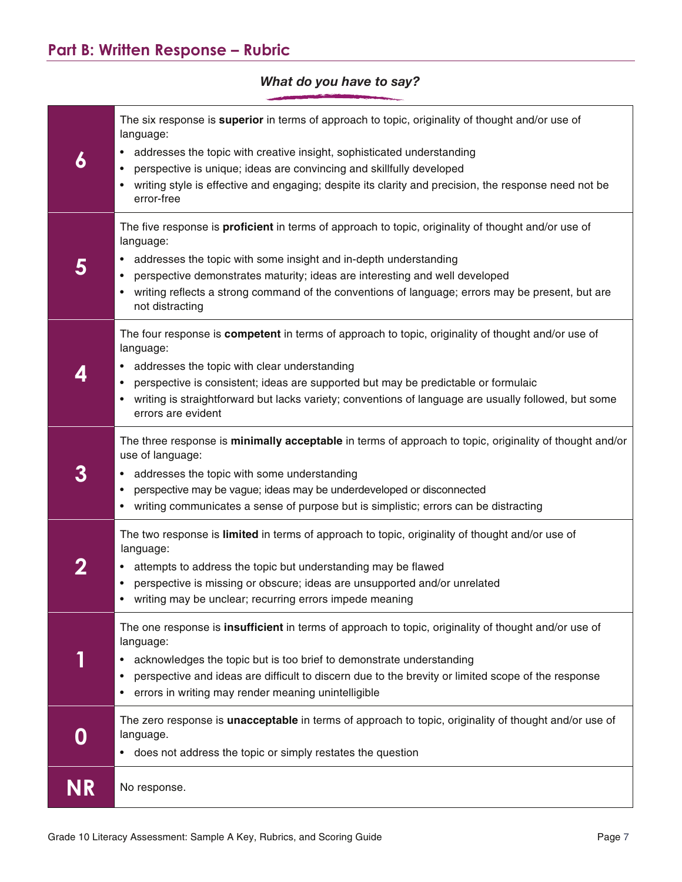## Part B: Written Response – Rubric

***What do you have to say?***

| Score | Description |
|---|---|
| **6** | The six response is **superior** in terms of approach to topic, originality of thought and/or use of language:<br>• addresses the topic with creative insight, sophisticated understanding<br>• perspective is unique; ideas are convincing and skillfully developed<br>• writing style is effective and engaging; despite its clarity and precision, the response need not be error-free |
| **5** | The five response is **proficient** in terms of approach to topic, originality of thought and/or use of language:<br>• addresses the topic with some insight and in-depth understanding<br>• perspective demonstrates maturity; ideas are interesting and well developed<br>• writing reflects a strong command of the conventions of language; errors may be present, but are not distracting |
| **4** | The four response is **competent** in terms of approach to topic, originality of thought and/or use of language:<br>• addresses the topic with clear understanding<br>• perspective is consistent; ideas are supported but may be predictable or formulaic<br>• writing is straightforward but lacks variety; conventions of language are usually followed, but some errors are evident |
| **3** | The three response is **minimally acceptable** in terms of approach to topic, originality of thought and/or use of language:<br>• addresses the topic with some understanding<br>• perspective may be vague; ideas may be underdeveloped or disconnected<br>• writing communicates a sense of purpose but is simplistic; errors can be distracting |
| **2** | The two response is **limited** in terms of approach to topic, originality of thought and/or use of language:<br>• attempts to address the topic but understanding may be flawed<br>• perspective is missing or obscure; ideas are unsupported and/or unrelated<br>• writing may be unclear; recurring errors impede meaning |
| **1** | The one response is **insufficient** in terms of approach to topic, originality of thought and/or use of language:<br>• acknowledges the topic but is too brief to demonstrate understanding<br>• perspective and ideas are difficult to discern due to the brevity or limited scope of the response<br>• errors in writing may render meaning unintelligible |
| **0** | The zero response is **unacceptable** in terms of approach to topic, originality of thought and/or use of language.<br>• does not address the topic or simply restates the question |
| **NR** | No response. |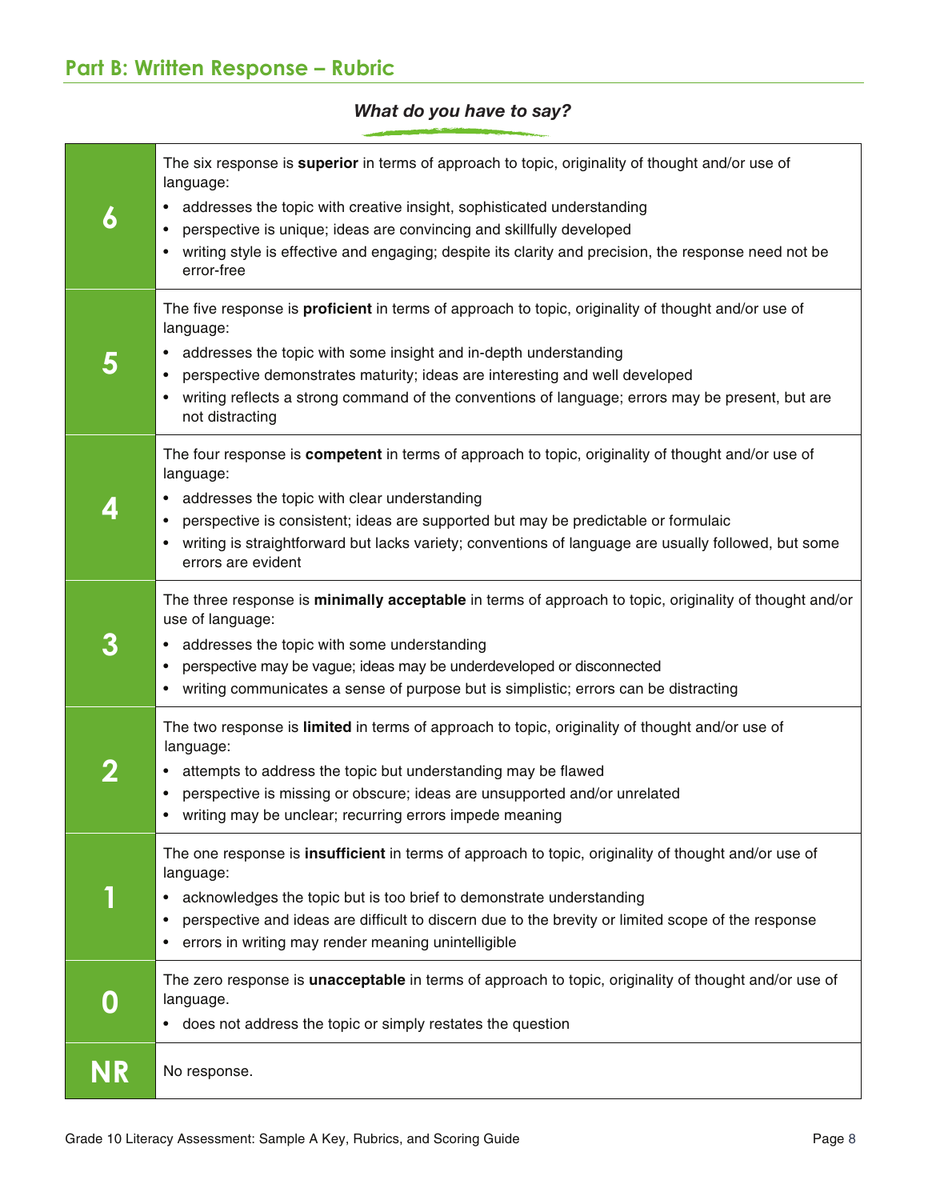## Part B: Written Response – Rubric

***What do you have to say?***

| | |
|---|---|
| **6** | The six response is **superior** in terms of approach to topic, originality of thought and/or use of language:<br>• addresses the topic with creative insight, sophisticated understanding<br>• perspective is unique; ideas are convincing and skillfully developed<br>• writing style is effective and engaging; despite its clarity and precision, the response need not be error-free |
| **5** | The five response is **proficient** in terms of approach to topic, originality of thought and/or use of language:<br>• addresses the topic with some insight and in-depth understanding<br>• perspective demonstrates maturity; ideas are interesting and well developed<br>• writing reflects a strong command of the conventions of language; errors may be present, but are not distracting |
| **4** | The four response is **competent** in terms of approach to topic, originality of thought and/or use of language:<br>• addresses the topic with clear understanding<br>• perspective is consistent; ideas are supported but may be predictable or formulaic<br>• writing is straightforward but lacks variety; conventions of language are usually followed, but some errors are evident |
| **3** | The three response is **minimally acceptable** in terms of approach to topic, originality of thought and/or use of language:<br>• addresses the topic with some understanding<br>• perspective may be vague; ideas may be underdeveloped or disconnected<br>• writing communicates a sense of purpose but is simplistic; errors can be distracting |
| **2** | The two response is **limited** in terms of approach to topic, originality of thought and/or use of language:<br>• attempts to address the topic but understanding may be flawed<br>• perspective is missing or obscure; ideas are unsupported and/or unrelated<br>• writing may be unclear; recurring errors impede meaning |
| **1** | The one response is **insufficient** in terms of approach to topic, originality of thought and/or use of language:<br>• acknowledges the topic but is too brief to demonstrate understanding<br>• perspective and ideas are difficult to discern due to the brevity or limited scope of the response<br>• errors in writing may render meaning unintelligible |
| **0** | The zero response is **unacceptable** in terms of approach to topic, originality of thought and/or use of language.<br>• does not address the topic or simply restates the question |
| **NR** | No response. |